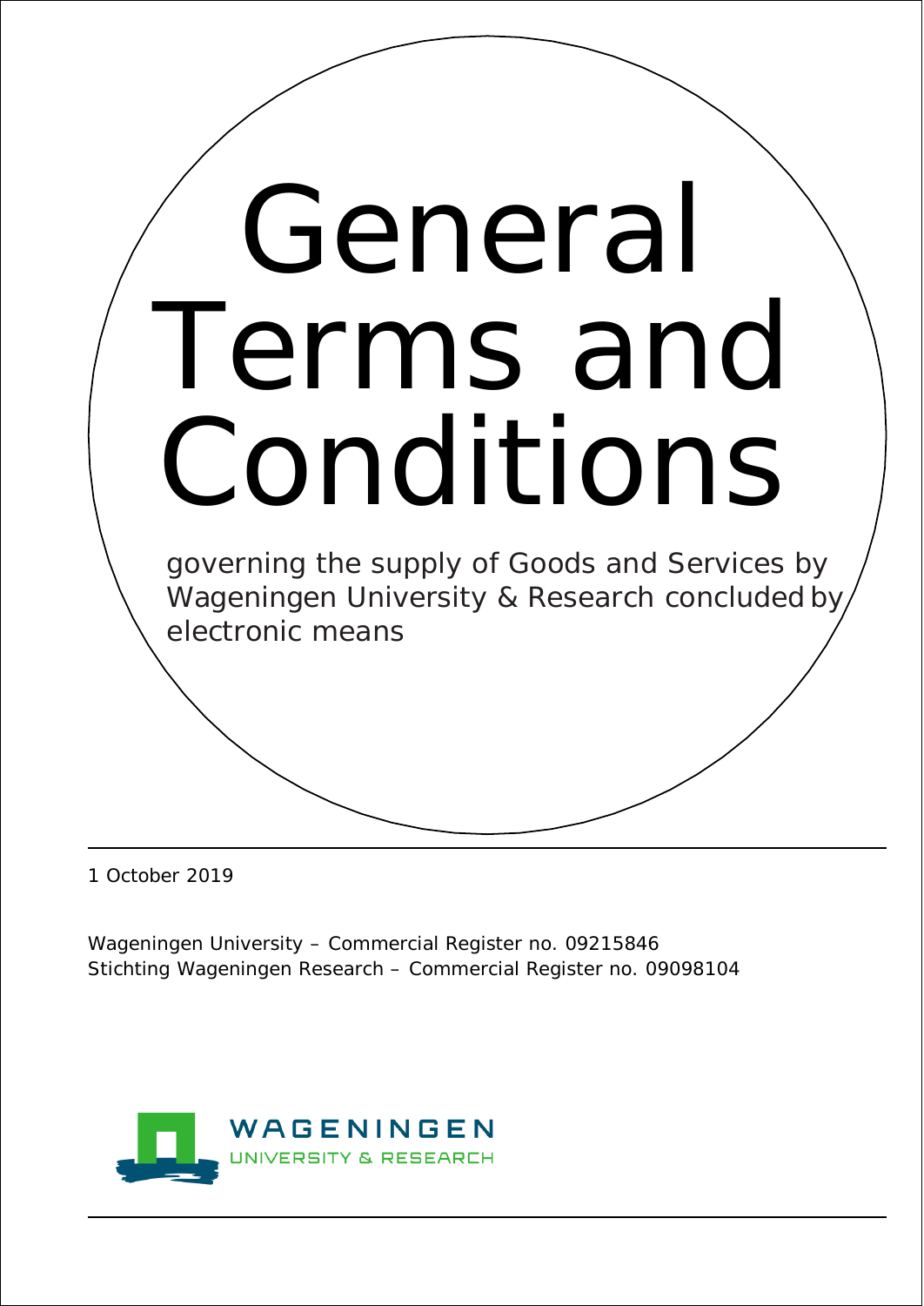# General Terms and Conditions

governing the supply of Goods and Services by Wageningen University & Research concluded by electronic means

1 October 2019

Wageningen University – Commercial Register no. 09215846
Stichting Wageningen Research – Commercial Register no. 09098104

WAGENINGEN
UNIVERSITY & RESEARCH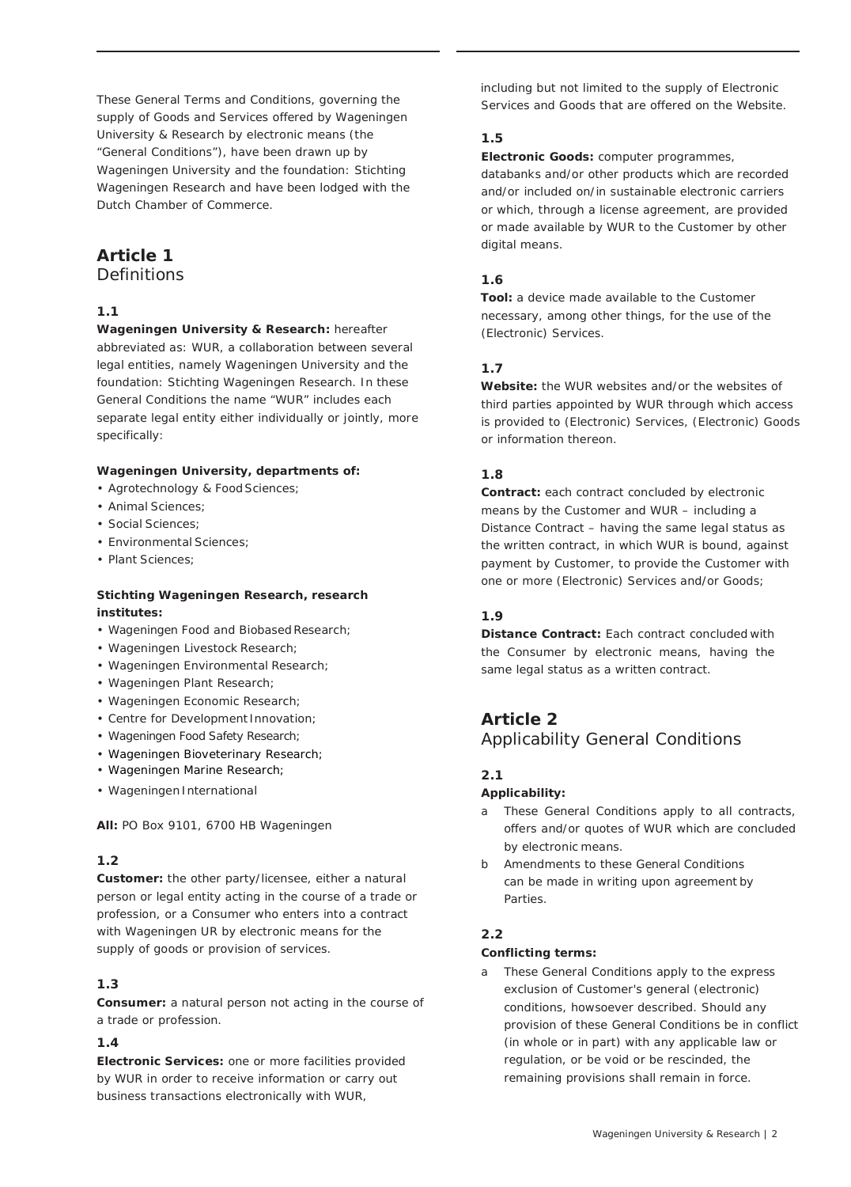These General Terms and Conditions, governing the supply of Goods and Services offered by Wageningen University & Research by electronic means (the "General Conditions"), have been drawn up by Wageningen University and the foundation: Stichting Wageningen Research and have been lodged with the Dutch Chamber of Commerce.

## Article 1
Definitions

### 1.1
**Wageningen University & Research:** hereafter abbreviated as: WUR, a collaboration between several legal entities, namely Wageningen University and the foundation: Stichting Wageningen Research. In these General Conditions the name "WUR" includes each separate legal entity either individually or jointly, more specifically:

**Wageningen University, departments of:**
- Agrotechnology & Food Sciences;
- Animal Sciences;
- Social Sciences;
- Environmental Sciences;
- Plant Sciences;

**Stichting Wageningen Research, research institutes:**
- Wageningen Food and Biobased Research;
- Wageningen Livestock Research;
- Wageningen Environmental Research;
- Wageningen Plant Research;
- Wageningen Economic Research;
- Centre for Development Innovation;
- Wageningen Food Safety Research;
- Wageningen Bioveterinary Research;
- Wageningen Marine Research;
- Wageningen International

**All:** PO Box 9101, 6700 HB Wageningen

### 1.2
**Customer:** the other party/licensee, either a natural person or legal entity acting in the course of a trade or profession, or a Consumer who enters into a contract with Wageningen UR by electronic means for the supply of goods or provision of services.

### 1.3
**Consumer:** a natural person not acting in the course of a trade or profession.

### 1.4
**Electronic Services:** one or more facilities provided by WUR in order to receive information or carry out business transactions electronically with WUR, including but not limited to the supply of Electronic Services and Goods that are offered on the Website.

### 1.5
**Electronic Goods:** computer programmes, databanks and/or other products which are recorded and/or included on/in sustainable electronic carriers or which, through a license agreement, are provided or made available by WUR to the Customer by other digital means.

### 1.6
**Tool:** a device made available to the Customer necessary, among other things, for the use of the (Electronic) Services.

### 1.7
**Website:** the WUR websites and/or the websites of third parties appointed by WUR through which access is provided to (Electronic) Services, (Electronic) Goods or information thereon.

### 1.8
**Contract:** each contract concluded by electronic means by the Customer and WUR – including a Distance Contract – having the same legal status as the written contract, in which WUR is bound, against payment by Customer, to provide the Customer with one or more (Electronic) Services and/or Goods;

### 1.9
**Distance Contract:** Each contract concluded with the Consumer by electronic means, having the same legal status as a written contract.

## Article 2
Applicability General Conditions

### 2.1
**Applicability:**

a These General Conditions apply to all contracts, offers and/or quotes of WUR which are concluded by electronic means.

b Amendments to these General Conditions can be made in writing upon agreement by Parties.

### 2.2
**Conflicting terms:**

a These General Conditions apply to the express exclusion of Customer's general (electronic) conditions, howsoever described. Should any provision of these General Conditions be in conflict (in whole or in part) with any applicable law or regulation, or be void or be rescinded, the remaining provisions shall remain in force.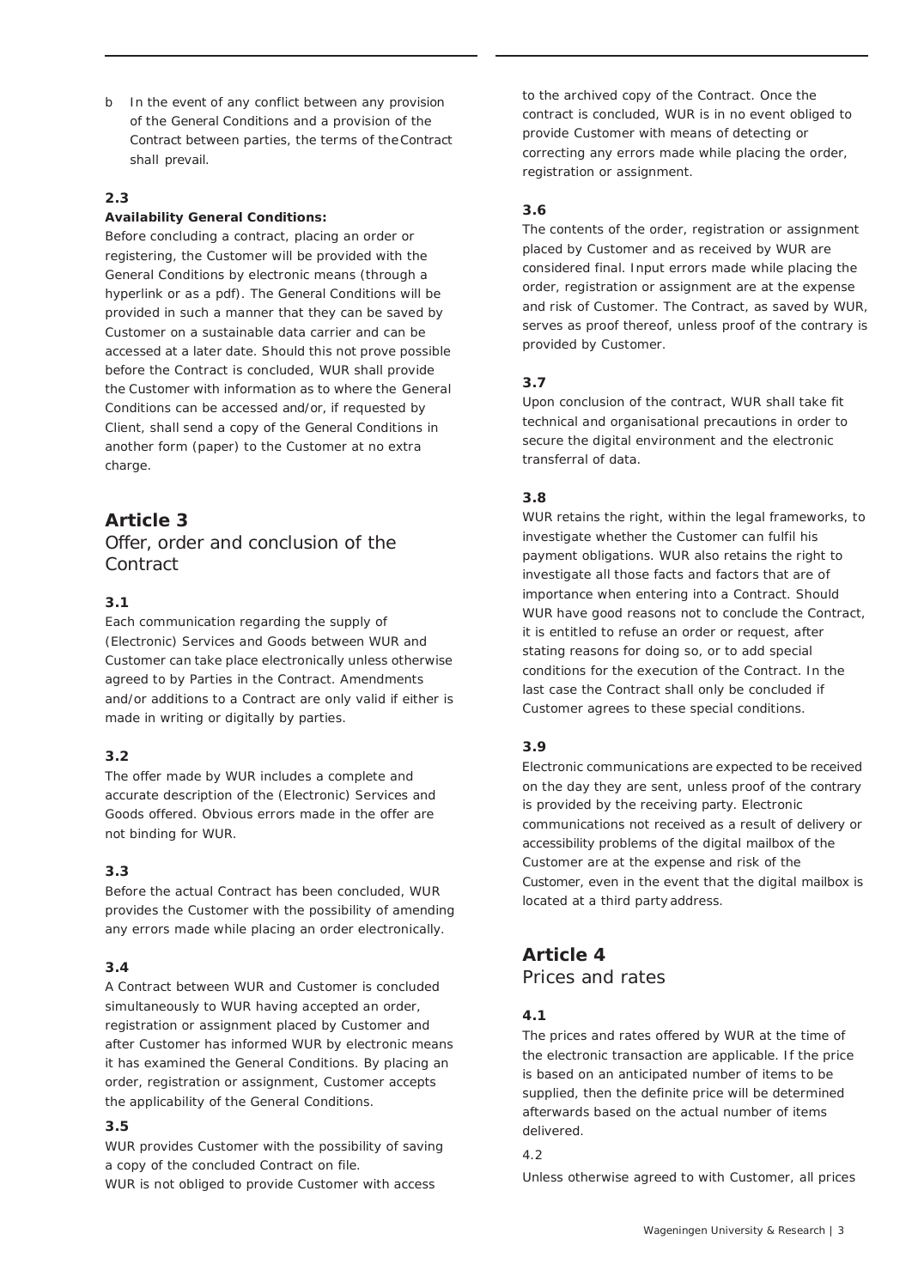b In the event of any conflict between any provision of the General Conditions and a provision of the Contract between parties, the terms of the Contract shall prevail.

### 2.3

**Availability General Conditions:**
Before concluding a contract, placing an order or registering, the Customer will be provided with the General Conditions by electronic means (through a hyperlink or as a pdf). The General Conditions will be provided in such a manner that they can be saved by Customer on a sustainable data carrier and can be accessed at a later date. Should this not prove possible before the Contract is concluded, WUR shall provide the Customer with information as to where the General Conditions can be accessed and/or, if requested by Client, shall send a copy of the General Conditions in another form (paper) to the Customer at no extra charge.

## Article 3
Offer, order and conclusion of the Contract

### 3.1

Each communication regarding the supply of (Electronic) Services and Goods between WUR and Customer can take place electronically unless otherwise agreed to by Parties in the Contract. Amendments and/or additions to a Contract are only valid if either is made in writing or digitally by parties.

### 3.2

The offer made by WUR includes a complete and accurate description of the (Electronic) Services and Goods offered. Obvious errors made in the offer are not binding for WUR.

### 3.3

Before the actual Contract has been concluded, WUR provides the Customer with the possibility of amending any errors made while placing an order electronically.

### 3.4

A Contract between WUR and Customer is concluded simultaneously to WUR having accepted an order, registration or assignment placed by Customer and after Customer has informed WUR by electronic means it has examined the General Conditions. By placing an order, registration or assignment, Customer accepts the applicability of the General Conditions.

### 3.5

WUR provides Customer with the possibility of saving a copy of the concluded Contract on file.
WUR is not obliged to provide Customer with access to the archived copy of the Contract. Once the contract is concluded, WUR is in no event obliged to provide Customer with means of detecting or correcting any errors made while placing the order, registration or assignment.

### 3.6

The contents of the order, registration or assignment placed by Customer and as received by WUR are considered final. Input errors made while placing the order, registration or assignment are at the expense and risk of Customer. The Contract, as saved by WUR, serves as proof thereof, unless proof of the contrary is provided by Customer.

### 3.7

Upon conclusion of the contract, WUR shall take fit technical and organisational precautions in order to secure the digital environment and the electronic transferral of data.

### 3.8

WUR retains the right, within the legal frameworks, to investigate whether the Customer can fulfil his payment obligations. WUR also retains the right to investigate all those facts and factors that are of importance when entering into a Contract. Should WUR have good reasons not to conclude the Contract, it is entitled to refuse an order or request, after stating reasons for doing so, or to add special conditions for the execution of the Contract. In the last case the Contract shall only be concluded if Customer agrees to these special conditions.

### 3.9

Electronic communications are expected to be received on the day they are sent, unless proof of the contrary is provided by the receiving party. Electronic communications not received as a result of delivery or accessibility problems of the digital mailbox of the Customer are at the expense and risk of the Customer, even in the event that the digital mailbox is located at a third party address.

## Article 4
Prices and rates

### 4.1

The prices and rates offered by WUR at the time of the electronic transaction are applicable. If the price is based on an anticipated number of items to be supplied, then the definite price will be determined afterwards based on the actual number of items delivered.

4.2

Unless otherwise agreed to with Customer, all prices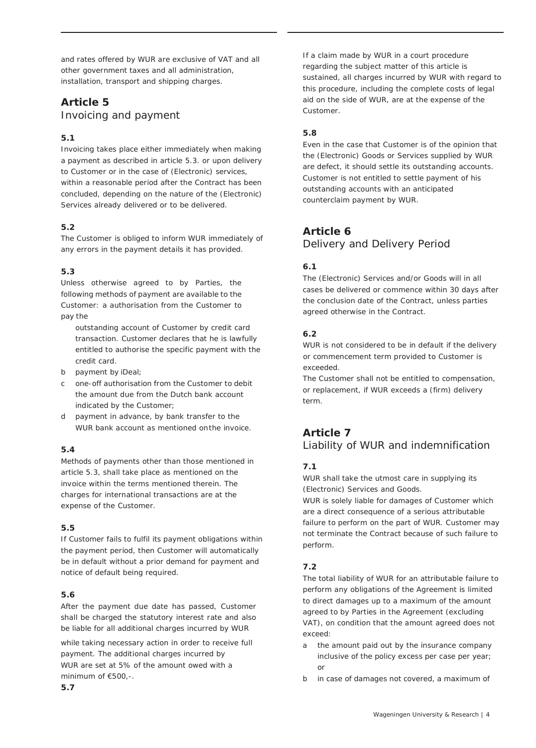and rates offered by WUR are exclusive of VAT and all other government taxes and all administration, installation, transport and shipping charges.

## Article 5
Invoicing and payment

### 5.1
Invoicing takes place either immediately when making a payment as described in article 5.3. or upon delivery to Customer or in the case of (Electronic) services, within a reasonable period after the Contract has been concluded, depending on the nature of the (Electronic) Services already delivered or to be delivered.

### 5.2
The Customer is obliged to inform WUR immediately of any errors in the payment details it has provided.

### 5.3
Unless otherwise agreed to by Parties, the following methods of payment are available to the Customer: a authorisation from the Customer to pay the

outstanding account of Customer by credit card transaction. Customer declares that he is lawfully entitled to authorise the specific payment with the credit card.

b payment by iDeal;

c one-off authorisation from the Customer to debit the amount due from the Dutch bank account indicated by the Customer;

d payment in advance, by bank transfer to the WUR bank account as mentioned onthe invoice.

### 5.4
Methods of payments other than those mentioned in article 5.3, shall take place as mentioned on the invoice within the terms mentioned therein. The charges for international transactions are at the expense of the Customer.

### 5.5
If Customer fails to fulfil its payment obligations within the payment period, then Customer will automatically be in default without a prior demand for payment and notice of default being required.

### 5.6
After the payment due date has passed, Customer shall be charged the statutory interest rate and also be liable for all additional charges incurred by WUR while taking necessary action in order to receive full payment. The additional charges incurred by WUR are set at 5% of the amount owed with a minimum of €500,-.

### 5.7
If a claim made by WUR in a court procedure regarding the subject matter of this article is sustained, all charges incurred by WUR with regard to this procedure, including the complete costs of legal aid on the side of WUR, are at the expense of the Customer.

### 5.8
Even in the case that Customer is of the opinion that the (Electronic) Goods or Services supplied by WUR are defect, it should settle its outstanding accounts. Customer is not entitled to settle payment of his outstanding accounts with an anticipated counterclaim payment by WUR.

## Article 6
Delivery and Delivery Period

### 6.1
The (Electronic) Services and/or Goods will in all cases be delivered or commence within 30 days after the conclusion date of the Contract, unless parties agreed otherwise in the Contract.

### 6.2
WUR is not considered to be in default if the delivery or commencement term provided to Customer is exceeded.

The Customer shall not be entitled to compensation, or replacement, if WUR exceeds a (firm) delivery term.

## Article 7
Liability of WUR and indemnification

### 7.1
WUR shall take the utmost care in supplying its (Electronic) Services and Goods.

WUR is solely liable for damages of Customer which are a direct consequence of a serious attributable failure to perform on the part of WUR. Customer may not terminate the Contract because of such failure to perform.

### 7.2
The total liability of WUR for an attributable failure to perform any obligations of the Agreement is limited to direct damages up to a maximum of the amount agreed to by Parties in the Agreement (excluding VAT), on condition that the amount agreed does not exceed:

a the amount paid out by the insurance company inclusive of the policy excess per case per year; or

b in case of damages not covered, a maximum of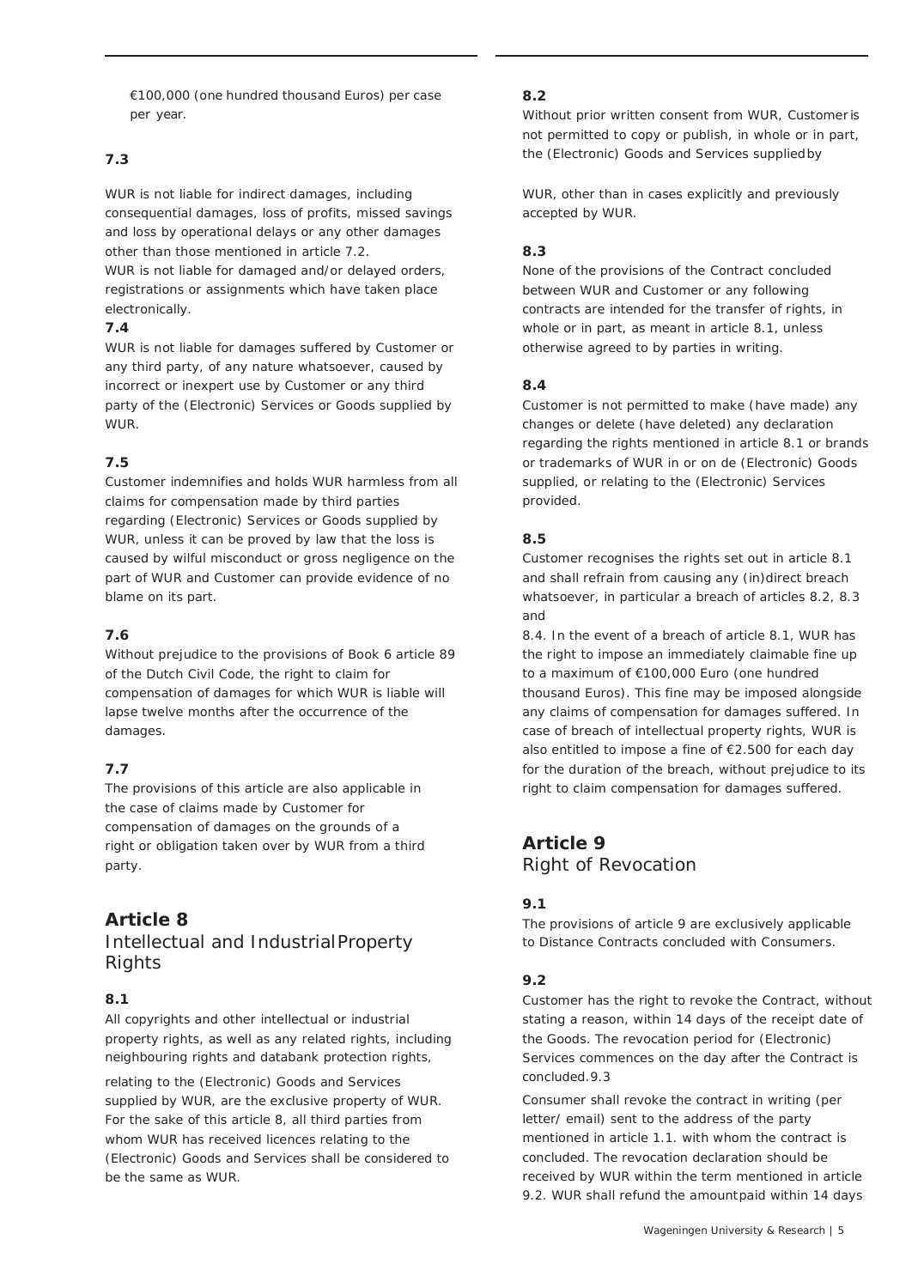€100,000 (one hundred thousand Euros) per case per year.

**7.3**

WUR is not liable for indirect damages, including consequential damages, loss of profits, missed savings and loss by operational delays or any other damages other than those mentioned in article 7.2.
WUR is not liable for damaged and/or delayed orders, registrations or assignments which have taken place electronically.

**7.4**

WUR is not liable for damages suffered by Customer or any third party, of any nature whatsoever, caused by incorrect or inexpert use by Customer or any third party of the (Electronic) Services or Goods supplied by WUR.

**7.5**

Customer indemnifies and holds WUR harmless from all claims for compensation made by third parties regarding (Electronic) Services or Goods supplied by WUR, unless it can be proved by law that the loss is caused by wilful misconduct or gross negligence on the part of WUR and Customer can provide evidence of no blame on its part.

**7.6**

Without prejudice to the provisions of Book 6 article 89 of the Dutch Civil Code, the right to claim for compensation of damages for which WUR is liable will lapse twelve months after the occurrence of the damages.

**7.7**

The provisions of this article are also applicable in the case of claims made by Customer for compensation of damages on the grounds of a right or obligation taken over by WUR from a third party.

## Article 8
Intellectual and Industrial Property Rights

**8.1**

All copyrights and other intellectual or industrial property rights, as well as any related rights, including neighbouring rights and databank protection rights, relating to the (Electronic) Goods and Services supplied by WUR, are the exclusive property of WUR. For the sake of this article 8, all third parties from whom WUR has received licences relating to the (Electronic) Goods and Services shall be considered to be the same as WUR.

**8.2**

Without prior written consent from WUR, Customer is not permitted to copy or publish, in whole or in part, the (Electronic) Goods and Services supplied by WUR, other than in cases explicitly and previously accepted by WUR.

**8.3**

None of the provisions of the Contract concluded between WUR and Customer or any following contracts are intended for the transfer of rights, in whole or in part, as meant in article 8.1, unless otherwise agreed to by parties in writing.

**8.4**

Customer is not permitted to make (have made) any changes or delete (have deleted) any declaration regarding the rights mentioned in article 8.1 or brands or trademarks of WUR in or on de (Electronic) Goods supplied, or relating to the (Electronic) Services provided.

**8.5**

Customer recognises the rights set out in article 8.1 and shall refrain from causing any (in)direct breach whatsoever, in particular a breach of articles 8.2, 8.3 and 8.4. In the event of a breach of article 8.1, WUR has the right to impose an immediately claimable fine up to a maximum of €100,000 Euro (one hundred thousand Euros). This fine may be imposed alongside any claims of compensation for damages suffered. In case of breach of intellectual property rights, WUR is also entitled to impose a fine of €2.500 for each day for the duration of the breach, without prejudice to its right to claim compensation for damages suffered.

## Article 9
Right of Revocation

**9.1**

The provisions of article 9 are exclusively applicable to Distance Contracts concluded with Consumers.

**9.2**

Customer has the right to revoke the Contract, without stating a reason, within 14 days of the receipt date of the Goods. The revocation period for (Electronic) Services commences on the day after the Contract is concluded.

**9.3**

Consumer shall revoke the contract in writing (per letter/ email) sent to the address of the party mentioned in article 1.1. with whom the contract is concluded. The revocation declaration should be received by WUR within the term mentioned in article 9.2. WUR shall refund the amount paid within 14 days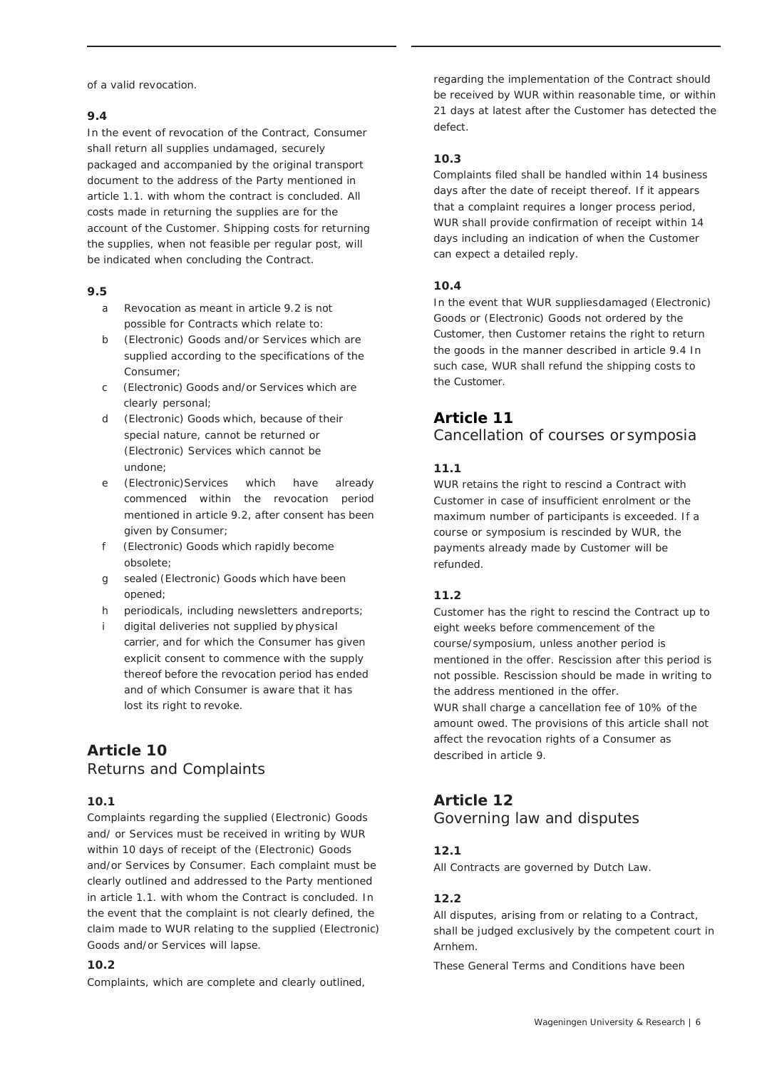of a valid revocation.

### 9.4

In the event of revocation of the Contract, Consumer shall return all supplies undamaged, securely packaged and accompanied by the original transport document to the address of the Party mentioned in article 1.1. with whom the contract is concluded. All costs made in returning the supplies are for the account of the Customer. Shipping costs for returning the supplies, when not feasible per regular post, will be indicated when concluding the Contract.

### 9.5

a. Revocation as meant in article 9.2 is not possible for Contracts which relate to:
b. (Electronic) Goods and/or Services which are supplied according to the specifications of the Consumer;
c. (Electronic) Goods and/or Services which are clearly personal;
d. (Electronic) Goods which, because of their special nature, cannot be returned or (Electronic) Services which cannot be undone;
e. (Electronic)Services which have already commenced within the revocation period mentioned in article 9.2, after consent has been given by Consumer;
f. (Electronic) Goods which rapidly become obsolete;
g. sealed (Electronic) Goods which have been opened;
h. periodicals, including newsletters andreports;
i. digital deliveries not supplied by physical carrier, and for which the Consumer has given explicit consent to commence with the supply thereof before the revocation period has ended and of which Consumer is aware that it has lost its right to revoke.

## Article 10
Returns and Complaints

### 10.1

Complaints regarding the supplied (Electronic) Goods and/ or Services must be received in writing by WUR within 10 days of receipt of the (Electronic) Goods and/or Services by Consumer. Each complaint must be clearly outlined and addressed to the Party mentioned in article 1.1. with whom the Contract is concluded. In the event that the complaint is not clearly defined, the claim made to WUR relating to the supplied (Electronic) Goods and/or Services will lapse.

### 10.2

Complaints, which are complete and clearly outlined, regarding the implementation of the Contract should be received by WUR within reasonable time, or within 21 days at latest after the Customer has detected the defect.

### 10.3

Complaints filed shall be handled within 14 business days after the date of receipt thereof. If it appears that a complaint requires a longer process period, WUR shall provide confirmation of receipt within 14 days including an indication of when the Customer can expect a detailed reply.

### 10.4

In the event that WUR suppliesdamaged (Electronic) Goods or (Electronic) Goods not ordered by the Customer, then Customer retains the right to return the goods in the manner described in article 9.4 In such case, WUR shall refund the shipping costs to the Customer.

## Article 11
Cancellation of courses orsymposia

### 11.1

WUR retains the right to rescind a Contract with Customer in case of insufficient enrolment or the maximum number of participants is exceeded. If a course or symposium is rescinded by WUR, the payments already made by Customer will be refunded.

### 11.2

Customer has the right to rescind the Contract up to eight weeks before commencement of the course/symposium, unless another period is mentioned in the offer. Rescission after this period is not possible. Rescission should be made in writing to the address mentioned in the offer.
WUR shall charge a cancellation fee of 10% of the amount owed. The provisions of this article shall not affect the revocation rights of a Consumer as described in article 9.

## Article 12
Governing law and disputes

### 12.1

All Contracts are governed by Dutch Law.

### 12.2

All disputes, arising from or relating to a Contract, shall be judged exclusively by the competent court in Arnhem.

These General Terms and Conditions have been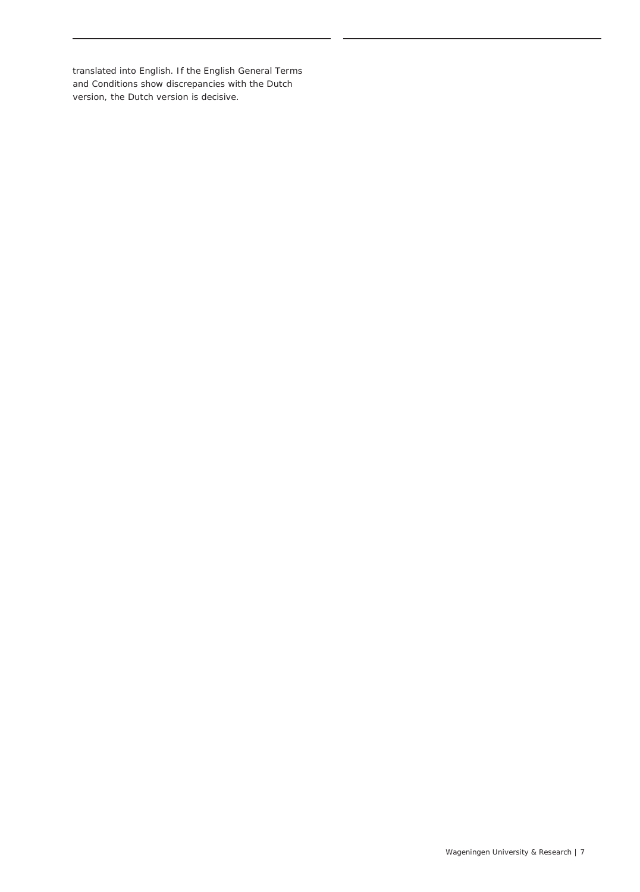translated into English. If the English General Terms and Conditions show discrepancies with the Dutch version, the Dutch version is decisive.